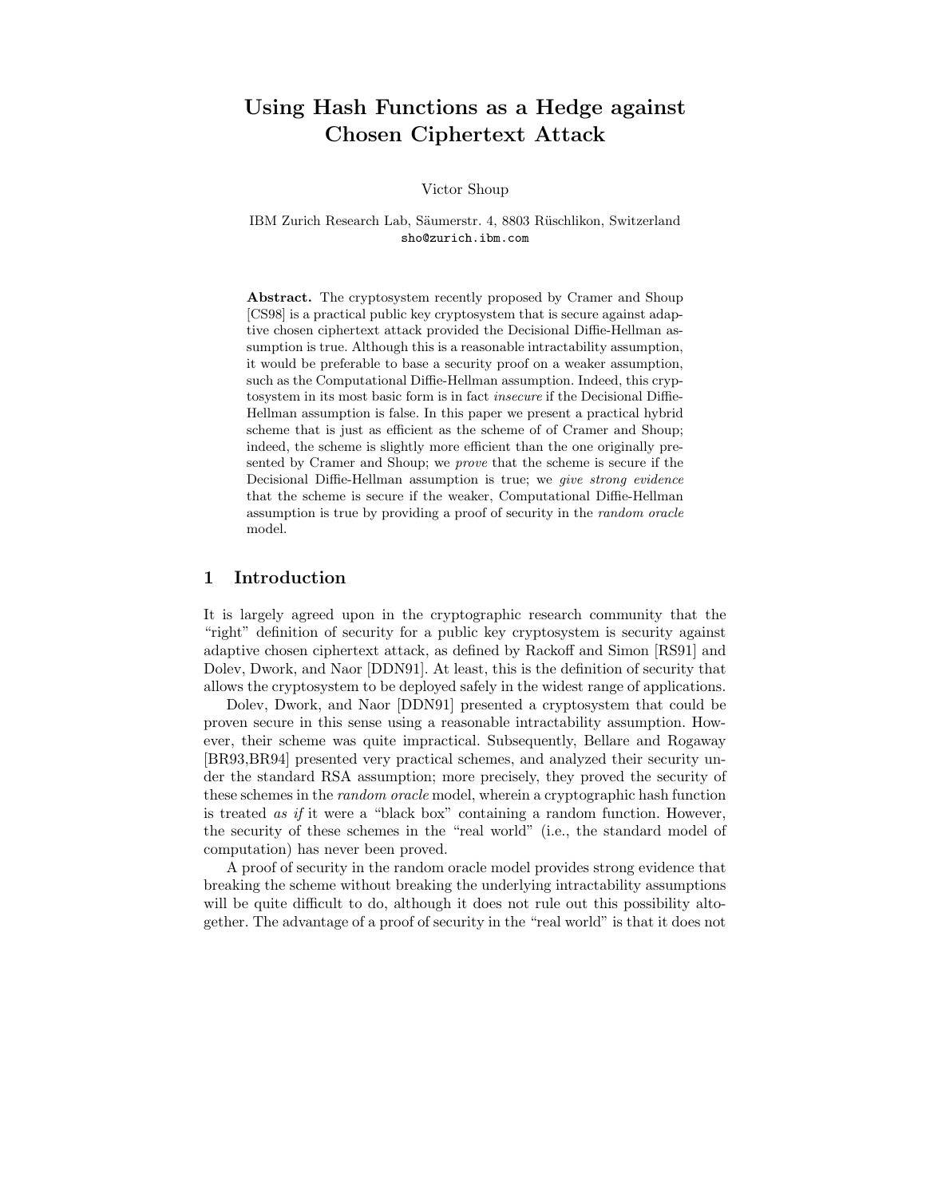# Using Hash Functions as a Hedge against Chosen Ciphertext Attack

Victor Shoup

IBM Zurich Research Lab, Säumerstr. 4, 8803 Rüschlikon, Switzerland
sho@zurich.ibm.com

**Abstract.** The cryptosystem recently proposed by Cramer and Shoup [CS98] is a practical public key cryptosystem that is secure against adaptive chosen ciphertext attack provided the Decisional Diffie-Hellman assumption is true. Although this is a reasonable intractability assumption, it would be preferable to base a security proof on a weaker assumption, such as the Computational Diffie-Hellman assumption. Indeed, this cryptosystem in its most basic form is in fact *insecure* if the Decisional Diffie-Hellman assumption is false. In this paper we present a practical hybrid scheme that is just as efficient as the scheme of of Cramer and Shoup; indeed, the scheme is slightly more efficient than the one originally presented by Cramer and Shoup; we *prove* that the scheme is secure if the Decisional Diffie-Hellman assumption is true; we *give strong evidence* that the scheme is secure if the weaker, Computational Diffie-Hellman assumption is true by providing a proof of security in the *random oracle* model.

## 1 Introduction

It is largely agreed upon in the cryptographic research community that the "right" definition of security for a public key cryptosystem is security against adaptive chosen ciphertext attack, as defined by Rackoff and Simon [RS91] and Dolev, Dwork, and Naor [DDN91]. At least, this is the definition of security that allows the cryptosystem to be deployed safely in the widest range of applications.

Dolev, Dwork, and Naor [DDN91] presented a cryptosystem that could be proven secure in this sense using a reasonable intractability assumption. However, their scheme was quite impractical. Subsequently, Bellare and Rogaway [BR93,BR94] presented very practical schemes, and analyzed their security under the standard RSA assumption; more precisely, they proved the security of these schemes in the *random oracle* model, wherein a cryptographic hash function is treated *as if* it were a "black box" containing a random function. However, the security of these schemes in the "real world" (i.e., the standard model of computation) has never been proved.

A proof of security in the random oracle model provides strong evidence that breaking the scheme without breaking the underlying intractability assumptions will be quite difficult to do, although it does not rule out this possibility altogether. The advantage of a proof of security in the "real world" is that it does not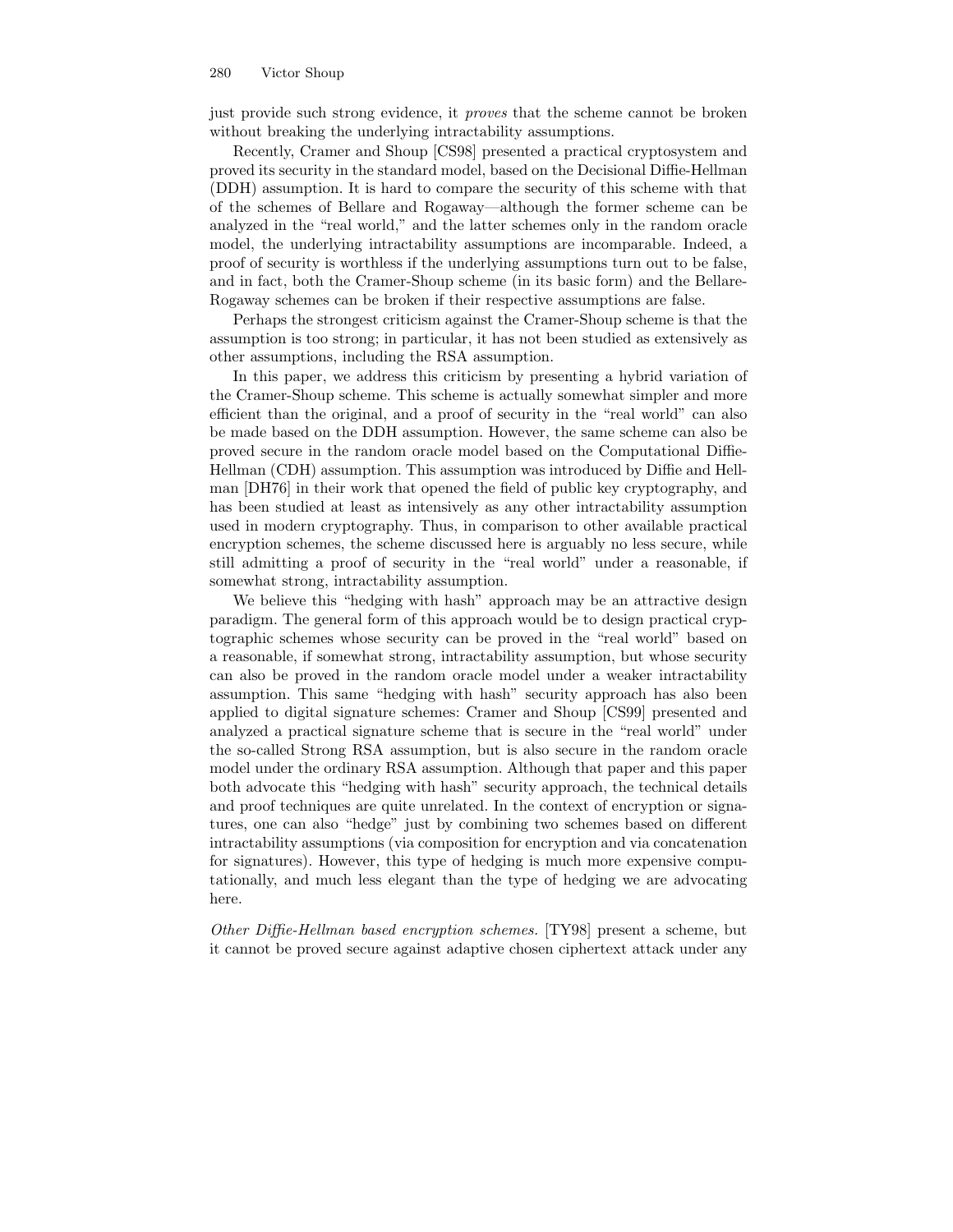just provide such strong evidence, it *proves* that the scheme cannot be broken without breaking the underlying intractability assumptions.

Recently, Cramer and Shoup [CS98] presented a practical cryptosystem and proved its security in the standard model, based on the Decisional Diffie-Hellman (DDH) assumption. It is hard to compare the security of this scheme with that of the schemes of Bellare and Rogaway—although the former scheme can be analyzed in the "real world," and the latter schemes only in the random oracle model, the underlying intractability assumptions are incomparable. Indeed, a proof of security is worthless if the underlying assumptions turn out to be false, and in fact, both the Cramer-Shoup scheme (in its basic form) and the Bellare-Rogaway schemes can be broken if their respective assumptions are false.

Perhaps the strongest criticism against the Cramer-Shoup scheme is that the assumption is too strong; in particular, it has not been studied as extensively as other assumptions, including the RSA assumption.

In this paper, we address this criticism by presenting a hybrid variation of the Cramer-Shoup scheme. This scheme is actually somewhat simpler and more efficient than the original, and a proof of security in the "real world" can also be made based on the DDH assumption. However, the same scheme can also be proved secure in the random oracle model based on the Computational Diffie-Hellman (CDH) assumption. This assumption was introduced by Diffie and Hellman [DH76] in their work that opened the field of public key cryptography, and has been studied at least as intensively as any other intractability assumption used in modern cryptography. Thus, in comparison to other available practical encryption schemes, the scheme discussed here is arguably no less secure, while still admitting a proof of security in the "real world" under a reasonable, if somewhat strong, intractability assumption.

We believe this "hedging with hash" approach may be an attractive design paradigm. The general form of this approach would be to design practical cryptographic schemes whose security can be proved in the "real world" based on a reasonable, if somewhat strong, intractability assumption, but whose security can also be proved in the random oracle model under a weaker intractability assumption. This same "hedging with hash" security approach has also been applied to digital signature schemes: Cramer and Shoup [CS99] presented and analyzed a practical signature scheme that is secure in the "real world" under the so-called Strong RSA assumption, but is also secure in the random oracle model under the ordinary RSA assumption. Although that paper and this paper both advocate this "hedging with hash" security approach, the technical details and proof techniques are quite unrelated. In the context of encryption or signatures, one can also "hedge" just by combining two schemes based on different intractability assumptions (via composition for encryption and via concatenation for signatures). However, this type of hedging is much more expensive computationally, and much less elegant than the type of hedging we are advocating here.

*Other Diffie-Hellman based encryption schemes.* [TY98] present a scheme, but it cannot be proved secure against adaptive chosen ciphertext attack under any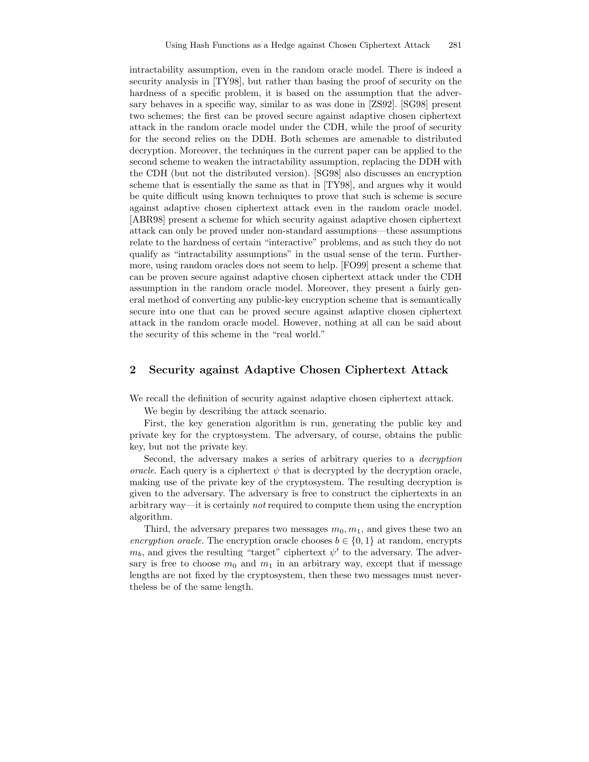intractability assumption, even in the random oracle model. There is indeed a security analysis in [TY98], but rather than basing the proof of security on the hardness of a specific problem, it is based on the assumption that the adversary behaves in a specific way, similar to as was done in [ZS92]. [SG98] present two schemes; the first can be proved secure against adaptive chosen ciphertext attack in the random oracle model under the CDH, while the proof of security for the second relies on the DDH. Both schemes are amenable to distributed decryption. Moreover, the techniques in the current paper can be applied to the second scheme to weaken the intractability assumption, replacing the DDH with the CDH (but not the distributed version). [SG98] also discusses an encryption scheme that is essentially the same as that in [TY98], and argues why it would be quite difficult using known techniques to prove that such is scheme is secure against adaptive chosen ciphertext attack even in the random oracle model. [ABR98] present a scheme for which security against adaptive chosen ciphertext attack can only be proved under non-standard assumptions—these assumptions relate to the hardness of certain "interactive" problems, and as such they do not qualify as "intractability assumptions" in the usual sense of the term. Furthermore, using random oracles does not seem to help. [FO99] present a scheme that can be proven secure against adaptive chosen ciphertext attack under the CDH assumption in the random oracle model. Moreover, they present a fairly general method of converting any public-key encryption scheme that is semantically secure into one that can be proved secure against adaptive chosen ciphertext attack in the random oracle model. However, nothing at all can be said about the security of this scheme in the "real world."

## 2 Security against Adaptive Chosen Ciphertext Attack

We recall the definition of security against adaptive chosen ciphertext attack.

We begin by describing the attack scenario.

First, the key generation algorithm is run, generating the public key and private key for the cryptosystem. The adversary, of course, obtains the public key, but not the private key.

Second, the adversary makes a series of arbitrary queries to a *decryption oracle*. Each query is a ciphertext $\psi$ that is decrypted by the decryption oracle, making use of the private key of the cryptosystem. The resulting decryption is given to the adversary. The adversary is free to construct the ciphertexts in an arbitrary way—it is certainly *not* required to compute them using the encryption algorithm.

Third, the adversary prepares two messages $m_0, m_1$, and gives these two an *encryption oracle*. The encryption oracle chooses $b \in \{0, 1\}$ at random, encrypts $m_b$, and gives the resulting "target" ciphertext $\psi'$ to the adversary. The adversary is free to choose $m_0$ and $m_1$ in an arbitrary way, except that if message lengths are not fixed by the cryptosystem, then these two messages must nevertheless be of the same length.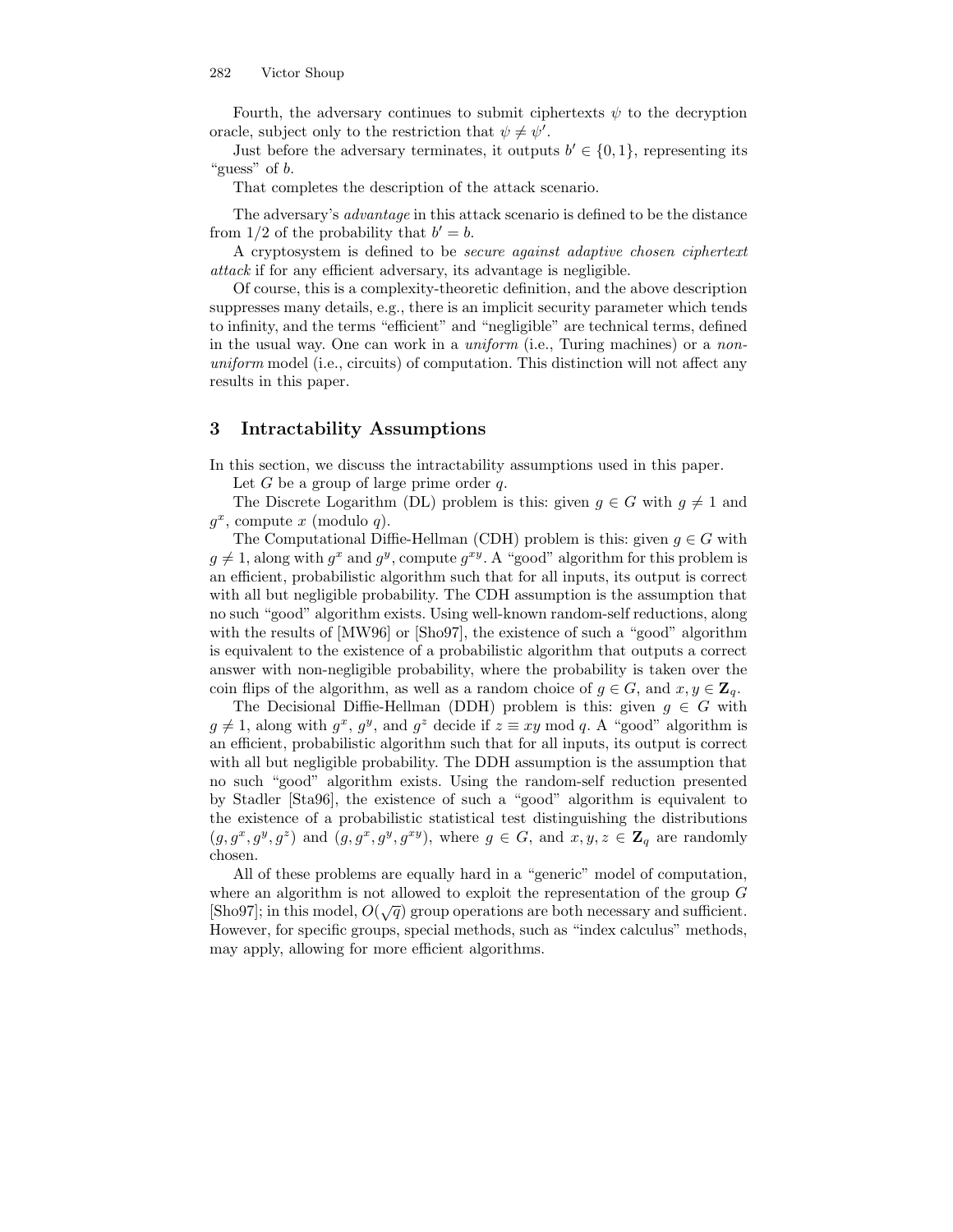Fourth, the adversary continues to submit ciphertexts $\psi$ to the decryption oracle, subject only to the restriction that $\psi \neq \psi'$.

Just before the adversary terminates, it outputs $b' \in \{0, 1\}$, representing its "guess" of $b$.

That completes the description of the attack scenario.

The adversary's *advantage* in this attack scenario is defined to be the distance from $1/2$ of the probability that $b' = b$.

A cryptosystem is defined to be *secure against adaptive chosen ciphertext attack* if for any efficient adversary, its advantage is negligible.

Of course, this is a complexity-theoretic definition, and the above description suppresses many details, e.g., there is an implicit security parameter which tends to infinity, and the terms "efficient" and "negligible" are technical terms, defined in the usual way. One can work in a *uniform* (i.e., Turing machines) or a *non-uniform* model (i.e., circuits) of computation. This distinction will not affect any results in this paper.

## 3 Intractability Assumptions

In this section, we discuss the intractability assumptions used in this paper.

Let $G$ be a group of large prime order $q$.

The Discrete Logarithm (DL) problem is this: given $g \in G$ with $g \neq 1$ and $g^x$, compute $x$ (modulo $q$).

The Computational Diffie-Hellman (CDH) problem is this: given $g \in G$ with $g \neq 1$, along with $g^x$ and $g^y$, compute $g^{xy}$. A "good" algorithm for this problem is an efficient, probabilistic algorithm such that for all inputs, its output is correct with all but negligible probability. The CDH assumption is the assumption that no such "good" algorithm exists. Using well-known random-self reductions, along with the results of [MW96] or [Sho97], the existence of such a "good" algorithm is equivalent to the existence of a probabilistic algorithm that outputs a correct answer with non-negligible probability, where the probability is taken over the coin flips of the algorithm, as well as a random choice of $g \in G$, and $x, y \in \mathbf{Z}_q$.

The Decisional Diffie-Hellman (DDH) problem is this: given $g \in G$ with $g \neq 1$, along with $g^x$, $g^y$, and $g^z$ decide if $z \equiv xy \bmod q$. A "good" algorithm is an efficient, probabilistic algorithm such that for all inputs, its output is correct with all but negligible probability. The DDH assumption is the assumption that no such "good" algorithm exists. Using the random-self reduction presented by Stadler [Sta96], the existence of such a "good" algorithm is equivalent to the existence of a probabilistic statistical test distinguishing the distributions $(g, g^x, g^y, g^z)$ and $(g, g^x, g^y, g^{xy})$, where $g \in G$, and $x, y, z \in \mathbf{Z}_q$ are randomly chosen.

All of these problems are equally hard in a "generic" model of computation, where an algorithm is not allowed to exploit the representation of the group $G$ [Sho97]; in this model, $O(\sqrt{q})$ group operations are both necessary and sufficient. However, for specific groups, special methods, such as "index calculus" methods, may apply, allowing for more efficient algorithms.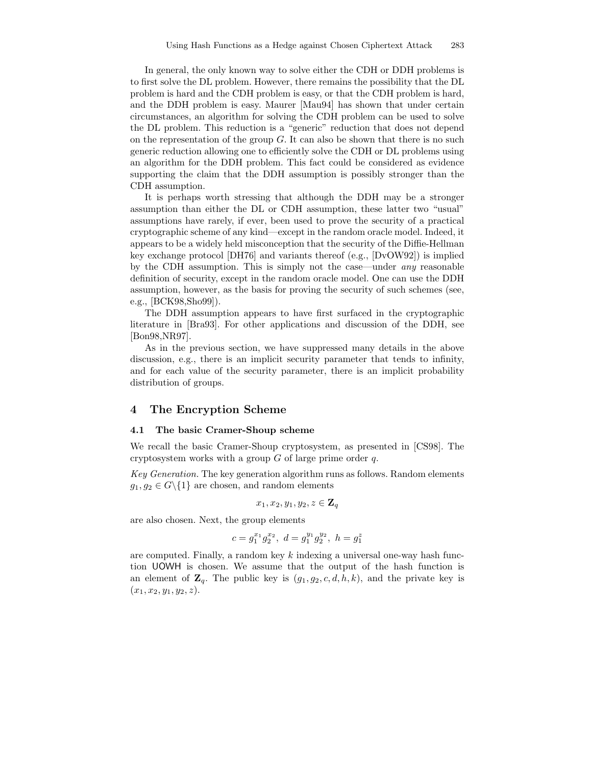In general, the only known way to solve either the CDH or DDH problems is to first solve the DL problem. However, there remains the possibility that the DL problem is hard and the CDH problem is easy, or that the CDH problem is hard, and the DDH problem is easy. Maurer [Mau94] has shown that under certain circumstances, an algorithm for solving the CDH problem can be used to solve the DL problem. This reduction is a "generic" reduction that does not depend on the representation of the group $G$. It can also be shown that there is no such generic reduction allowing one to efficiently solve the CDH or DL problems using an algorithm for the DDH problem. This fact could be considered as evidence supporting the claim that the DDH assumption is possibly stronger than the CDH assumption.

It is perhaps worth stressing that although the DDH may be a stronger assumption than either the DL or CDH assumption, these latter two "usual" assumptions have rarely, if ever, been used to prove the security of a practical cryptographic scheme of any kind—except in the random oracle model. Indeed, it appears to be a widely held misconception that the security of the Diffie-Hellman key exchange protocol [DH76] and variants thereof (e.g., [DvOW92]) is implied by the CDH assumption. This is simply not the case—under *any* reasonable definition of security, except in the random oracle model. One can use the DDH assumption, however, as the basis for proving the security of such schemes (see, e.g., [BCK98,Sho99]).

The DDH assumption appears to have first surfaced in the cryptographic literature in [Bra93]. For other applications and discussion of the DDH, see [Bon98,NR97].

As in the previous section, we have suppressed many details in the above discussion, e.g., there is an implicit security parameter that tends to infinity, and for each value of the security parameter, there is an implicit probability distribution of groups.

## 4 The Encryption Scheme

### 4.1 The basic Cramer-Shoup scheme

We recall the basic Cramer-Shoup cryptosystem, as presented in [CS98]. The cryptosystem works with a group $G$ of large prime order $q$.

*Key Generation.* The key generation algorithm runs as follows. Random elements $g_1, g_2 \in G \backslash \{1\}$ are chosen, and random elements

$$x_1, x_2, y_1, y_2, z \in \mathbf{Z}_q$$

are also chosen. Next, the group elements

$$c = g_1^{x_1} g_2^{x_2}, \; d = g_1^{y_1} g_2^{y_2}, \; h = g_1^z$$

are computed. Finally, a random key $k$ indexing a universal one-way hash function UOWH is chosen. We assume that the output of the hash function is an element of $\mathbf{Z}_q$. The public key is $(g_1, g_2, c, d, h, k)$, and the private key is $(x_1, x_2, y_1, y_2, z)$.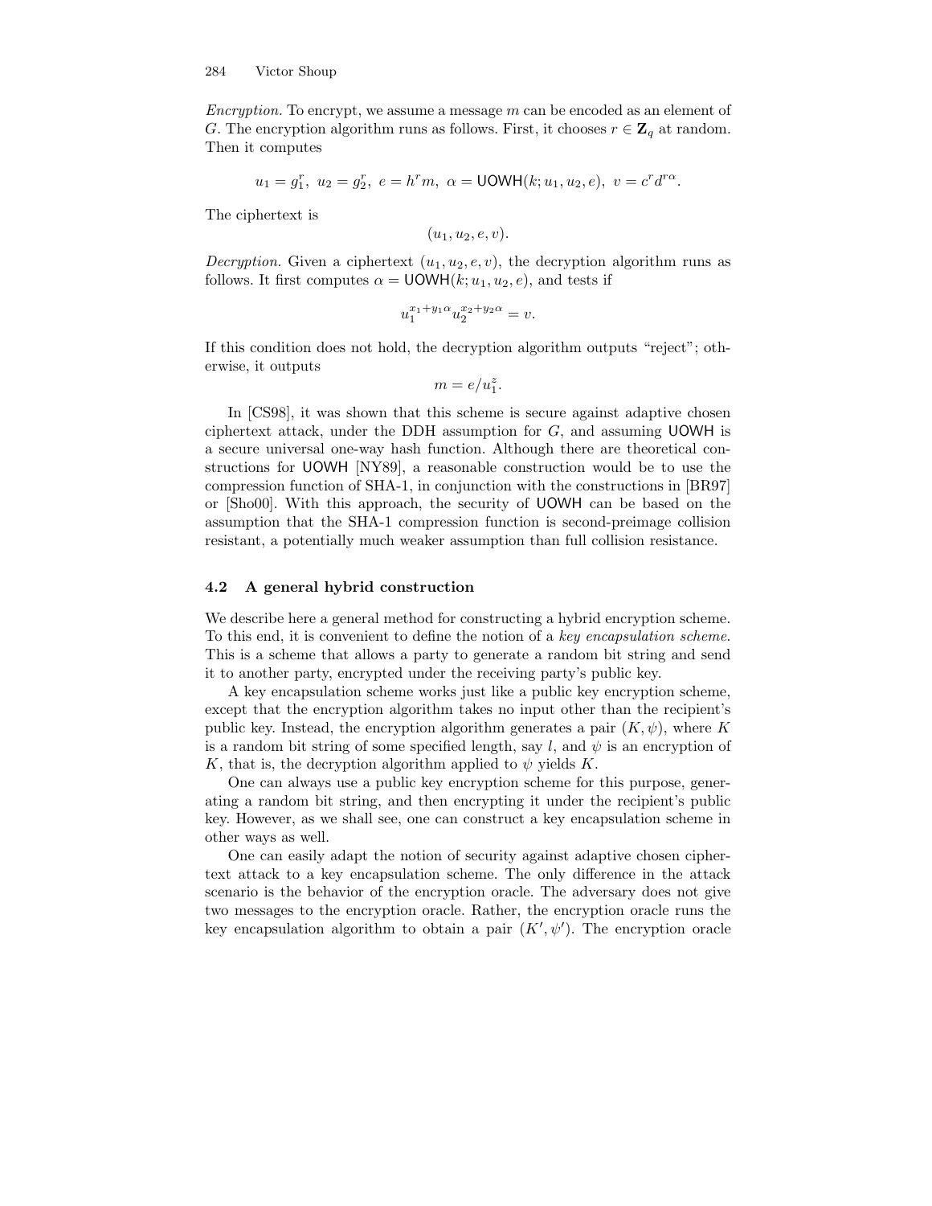*Encryption.* To encrypt, we assume a message $m$ can be encoded as an element of $G$. The encryption algorithm runs as follows. First, it chooses $r \in \mathbf{Z}_q$ at random. Then it computes

$$u_1 = g_1^r,\ u_2 = g_2^r,\ e = h^r m,\ \alpha = \mathsf{UOWH}(k; u_1, u_2, e),\ v = c^r d^{r\alpha}.$$

The ciphertext is

$$(u_1, u_2, e, v).$$

*Decryption.* Given a ciphertext $(u_1, u_2, e, v)$, the decryption algorithm runs as follows. It first computes $\alpha = \mathsf{UOWH}(k; u_1, u_2, e)$, and tests if

$$u_1^{x_1 + y_1 \alpha} u_2^{x_2 + y_2 \alpha} = v.$$

If this condition does not hold, the decryption algorithm outputs "reject"; otherwise, it outputs

$$m = e / u_1^z.$$

In [CS98], it was shown that this scheme is secure against adaptive chosen ciphertext attack, under the DDH assumption for $G$, and assuming $\mathsf{UOWH}$ is a secure universal one-way hash function. Although there are theoretical constructions for $\mathsf{UOWH}$ [NY89], a reasonable construction would be to use the compression function of SHA-1, in conjunction with the constructions in [BR97] or [Sho00]. With this approach, the security of $\mathsf{UOWH}$ can be based on the assumption that the SHA-1 compression function is second-preimage collision resistant, a potentially much weaker assumption than full collision resistance.

### 4.2 A general hybrid construction

We describe here a general method for constructing a hybrid encryption scheme. To this end, it is convenient to define the notion of a *key encapsulation scheme*. This is a scheme that allows a party to generate a random bit string and send it to another party, encrypted under the receiving party's public key.

A key encapsulation scheme works just like a public key encryption scheme, except that the encryption algorithm takes no input other than the recipient's public key. Instead, the encryption algorithm generates a pair $(K, \psi)$, where $K$ is a random bit string of some specified length, say $l$, and $\psi$ is an encryption of $K$, that is, the decryption algorithm applied to $\psi$ yields $K$.

One can always use a public key encryption scheme for this purpose, generating a random bit string, and then encrypting it under the recipient's public key. However, as we shall see, one can construct a key encapsulation scheme in other ways as well.

One can easily adapt the notion of security against adaptive chosen ciphertext attack to a key encapsulation scheme. The only difference in the attack scenario is the behavior of the encryption oracle. The adversary does not give two messages to the encryption oracle. Rather, the encryption oracle runs the key encapsulation algorithm to obtain a pair $(K', \psi')$. The encryption oracle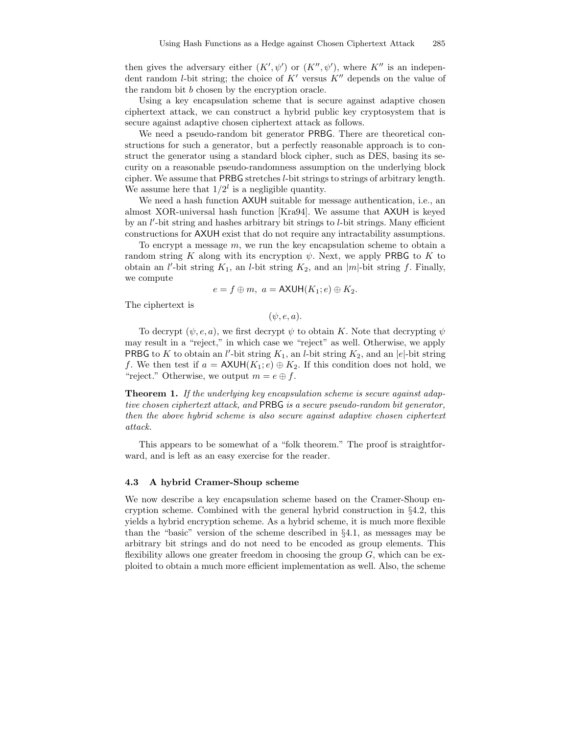then gives the adversary either $(K', \psi')$ or $(K'', \psi')$, where $K''$ is an independent random $l$-bit string; the choice of $K'$ versus $K''$ depends on the value of the random bit $b$ chosen by the encryption oracle.

Using a key encapsulation scheme that is secure against adaptive chosen ciphertext attack, we can construct a hybrid public key cryptosystem that is secure against adaptive chosen ciphertext attack as follows.

We need a pseudo-random bit generator $\mathsf{PRBG}$. There are theoretical constructions for such a generator, but a perfectly reasonable approach is to construct the generator using a standard block cipher, such as DES, basing its security on a reasonable pseudo-randomness assumption on the underlying block cipher. We assume that $\mathsf{PRBG}$ stretches $l$-bit strings to strings of arbitrary length. We assume here that $1/2^l$ is a negligible quantity.

We need a hash function $\mathsf{AXUH}$ suitable for message authentication, i.e., an almost XOR-universal hash function [Kra94]. We assume that $\mathsf{AXUH}$ is keyed by an $l'$-bit string and hashes arbitrary bit strings to $l$-bit strings. Many efficient constructions for $\mathsf{AXUH}$ exist that do not require any intractability assumptions.

To encrypt a message $m$, we run the key encapsulation scheme to obtain a random string $K$ along with its encryption $\psi$. Next, we apply $\mathsf{PRBG}$ to $K$ to obtain an $l'$-bit string $K_1$, an $l$-bit string $K_2$, and an $|m|$-bit string $f$. Finally, we compute

$$e = f \oplus m, \ a = \mathsf{AXUH}(K_1; e) \oplus K_2.$$

The ciphertext is

$$(\psi, e, a).$$

To decrypt $(\psi, e, a)$, we first decrypt $\psi$ to obtain $K$. Note that decrypting $\psi$ may result in a "reject," in which case we "reject" as well. Otherwise, we apply $\mathsf{PRBG}$ to $K$ to obtain an $l'$-bit string $K_1$, an $l$-bit string $K_2$, and an $|e|$-bit string $f$. We then test if $a = \mathsf{AXUH}(K_1; e) \oplus K_2$. If this condition does not hold, we "reject." Otherwise, we output $m = e \oplus f$.

**Theorem 1.** *If the underlying key encapsulation scheme is secure against adaptive chosen ciphertext attack, and* $\mathsf{PRBG}$ *is a secure pseudo-random bit generator, then the above hybrid scheme is also secure against adaptive chosen ciphertext attack.*

This appears to be somewhat of a "folk theorem." The proof is straightforward, and is left as an easy exercise for the reader.

### 4.3 A hybrid Cramer-Shoup scheme

We now describe a key encapsulation scheme based on the Cramer-Shoup encryption scheme. Combined with the general hybrid construction in §4.2, this yields a hybrid encryption scheme. As a hybrid scheme, it is much more flexible than the "basic" version of the scheme described in §4.1, as messages may be arbitrary bit strings and do not need to be encoded as group elements. This flexibility allows one greater freedom in choosing the group $G$, which can be exploited to obtain a much more efficient implementation as well. Also, the scheme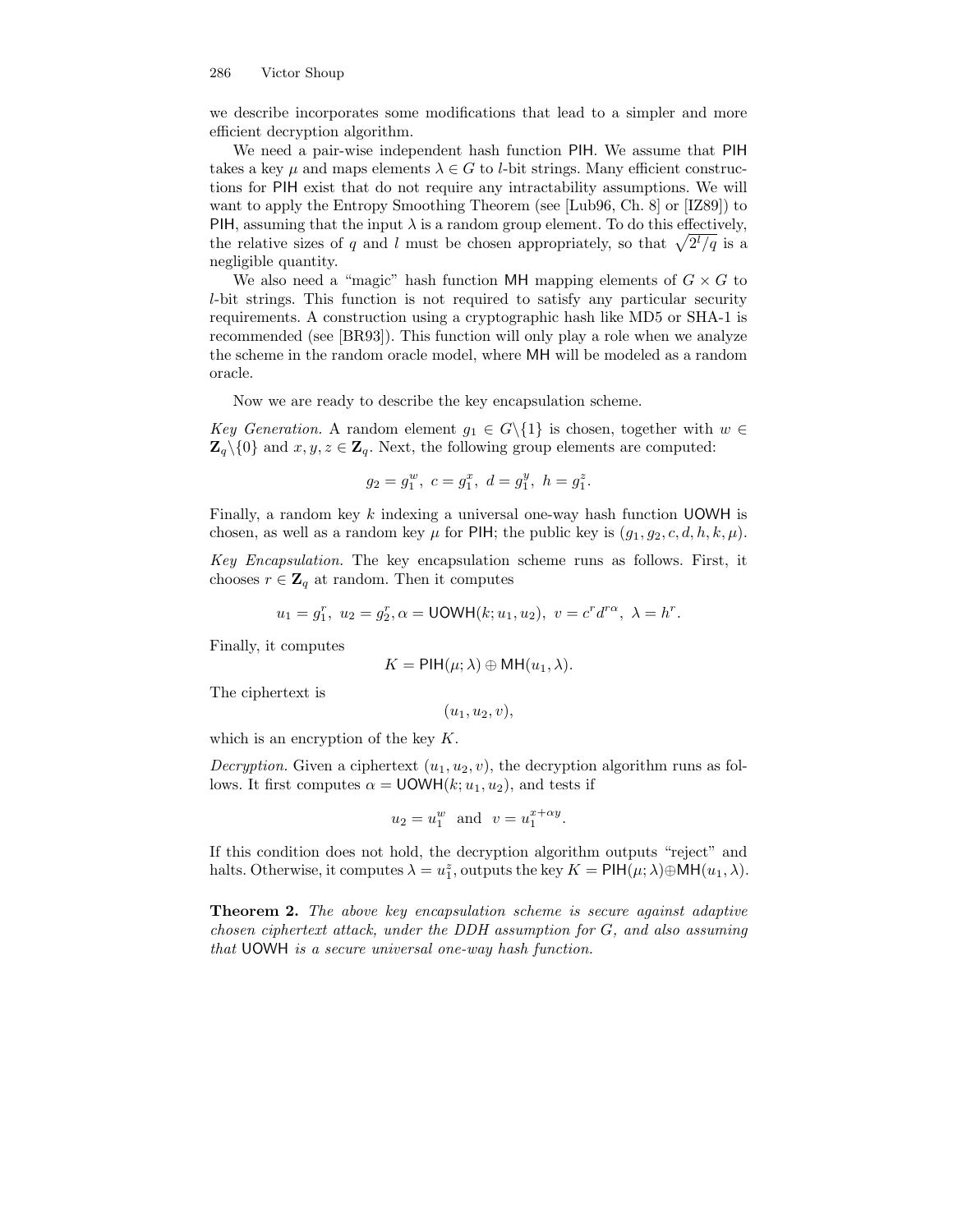we describe incorporates some modifications that lead to a simpler and more efficient decryption algorithm.

We need a pair-wise independent hash function PIH. We assume that PIH takes a key $\mu$ and maps elements $\lambda \in G$ to $l$-bit strings. Many efficient constructions for PIH exist that do not require any intractability assumptions. We will want to apply the Entropy Smoothing Theorem (see [Lub96, Ch. 8] or [IZ89]) to PIH, assuming that the input $\lambda$ is a random group element. To do this effectively, the relative sizes of $q$ and $l$ must be chosen appropriately, so that $\sqrt{2^l/q}$ is a negligible quantity.

We also need a "magic" hash function MH mapping elements of $G \times G$ to $l$-bit strings. This function is not required to satisfy any particular security requirements. A construction using a cryptographic hash like MD5 or SHA-1 is recommended (see [BR93]). This function will only play a role when we analyze the scheme in the random oracle model, where MH will be modeled as a random oracle.

Now we are ready to describe the key encapsulation scheme.

*Key Generation.* A random element $g_1 \in G\backslash\{1\}$ is chosen, together with $w \in \mathbf{Z}_q\backslash\{0\}$ and $x, y, z \in \mathbf{Z}_q$. Next, the following group elements are computed:

$$g_2 = g_1^w,\ c = g_1^x,\ d = g_1^y,\ h = g_1^z.$$

Finally, a random key $k$ indexing a universal one-way hash function UOWH is chosen, as well as a random key $\mu$ for PIH; the public key is $(g_1, g_2, c, d, h, k, \mu)$.

*Key Encapsulation.* The key encapsulation scheme runs as follows. First, it chooses $r \in \mathbf{Z}_q$ at random. Then it computes

$$u_1 = g_1^r,\ u_2 = g_2^r, \alpha = \mathsf{UOWH}(k; u_1, u_2),\ v = c^r d^{r\alpha},\ \lambda = h^r.$$

Finally, it computes

$$K = \mathsf{PIH}(\mu; \lambda) \oplus \mathsf{MH}(u_1, \lambda).$$

The ciphertext is

$$(u_1, u_2, v),$$

which is an encryption of the key $K$.

*Decryption.* Given a ciphertext $(u_1, u_2, v)$, the decryption algorithm runs as follows. It first computes $\alpha = \mathsf{UOWH}(k; u_1, u_2)$, and tests if

$$u_2 = u_1^w \ \text{ and } \ v = u_1^{x+\alpha y}.$$

If this condition does not hold, the decryption algorithm outputs "reject" and halts. Otherwise, it computes $\lambda = u_1^z$, outputs the key $K = \mathsf{PIH}(\mu; \lambda) \oplus \mathsf{MH}(u_1, \lambda)$.

**Theorem 2.** *The above key encapsulation scheme is secure against adaptive chosen ciphertext attack, under the DDH assumption for $G$, and also assuming that* UOWH *is a secure universal one-way hash function.*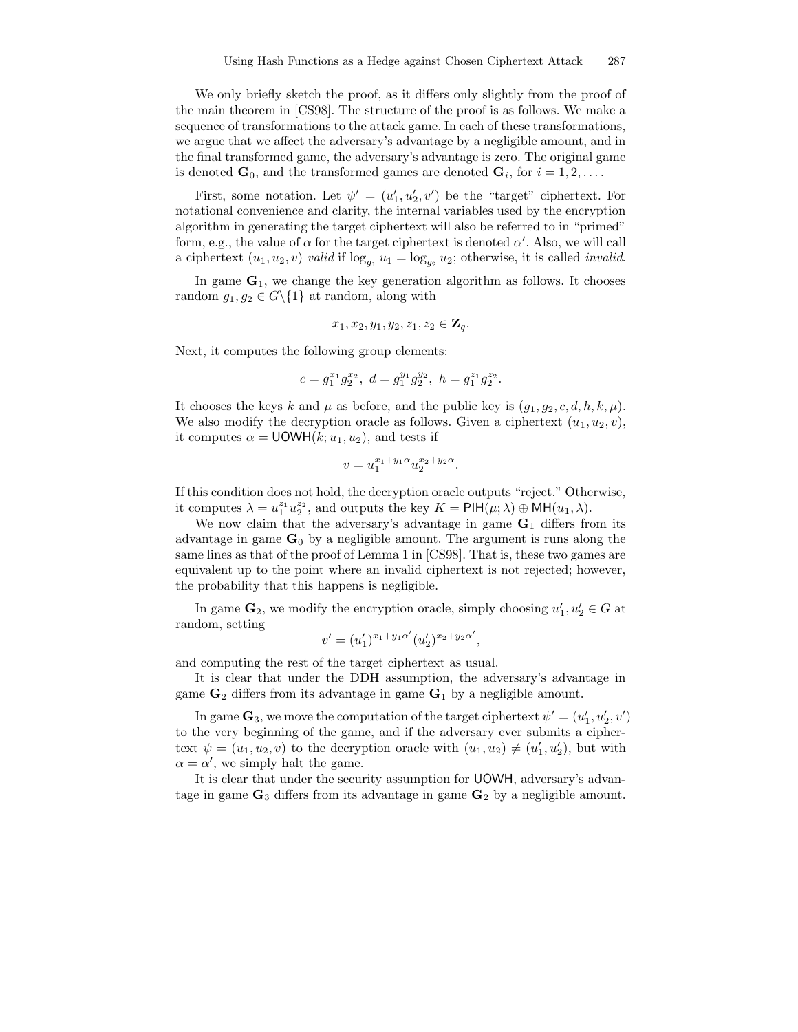We only briefly sketch the proof, as it differs only slightly from the proof of the main theorem in [CS98]. The structure of the proof is as follows. We make a sequence of transformations to the attack game. In each of these transformations, we argue that we affect the adversary's advantage by a negligible amount, and in the final transformed game, the adversary's advantage is zero. The original game is denoted $\mathbf{G}_0$, and the transformed games are denoted $\mathbf{G}_i$, for $i = 1, 2, \ldots$.

First, some notation. Let $\psi' = (u_1', u_2', v')$ be the "target" ciphertext. For notational convenience and clarity, the internal variables used by the encryption algorithm in generating the target ciphertext will also be referred to in "primed" form, e.g., the value of $\alpha$ for the target ciphertext is denoted $\alpha'$. Also, we will call a ciphertext $(u_1, u_2, v)$ *valid* if $\log_{g_1} u_1 = \log_{g_2} u_2$; otherwise, it is called *invalid*.

In game $\mathbf{G}_1$, we change the key generation algorithm as follows. It chooses random $g_1, g_2 \in G \backslash \{1\}$ at random, along with

$$x_1, x_2, y_1, y_2, z_1, z_2 \in \mathbf{Z}_q.$$

Next, it computes the following group elements:

$$c = g_1^{x_1} g_2^{x_2},\ d = g_1^{y_1} g_2^{y_2},\ h = g_1^{z_1} g_2^{z_2}.$$

It chooses the keys $k$ and $\mu$ as before, and the public key is $(g_1, g_2, c, d, h, k, \mu)$. We also modify the decryption oracle as follows. Given a ciphertext $(u_1, u_2, v)$, it computes $\alpha = \mathsf{UOWH}(k; u_1, u_2)$, and tests if

$$v = u_1^{x_1 + y_1 \alpha} u_2^{x_2 + y_2 \alpha}.$$

If this condition does not hold, the decryption oracle outputs "reject." Otherwise, it computes $\lambda = u_1^{z_1} u_2^{z_2}$, and outputs the key $K = \mathsf{PIH}(\mu; \lambda) \oplus \mathsf{MH}(u_1, \lambda)$.

We now claim that the adversary's advantage in game $\mathbf{G}_1$ differs from its advantage in game $\mathbf{G}_0$ by a negligible amount. The argument is runs along the same lines as that of the proof of Lemma 1 in [CS98]. That is, these two games are equivalent up to the point where an invalid ciphertext is not rejected; however, the probability that this happens is negligible.

In game $\mathbf{G}_2$, we modify the encryption oracle, simply choosing $u_1', u_2' \in G$ at random, setting

$$v' = (u_1')^{x_1 + y_1 \alpha'} (u_2')^{x_2 + y_2 \alpha'},$$

and computing the rest of the target ciphertext as usual.

It is clear that under the DDH assumption, the adversary's advantage in game $\mathbf{G}_2$ differs from its advantage in game $\mathbf{G}_1$ by a negligible amount.

In game $\mathbf{G}_3$, we move the computation of the target ciphertext $\psi' = (u_1', u_2', v')$ to the very beginning of the game, and if the adversary ever submits a ciphertext $\psi = (u_1, u_2, v)$ to the decryption oracle with $(u_1, u_2) \neq (u_1', u_2')$, but with $\alpha = \alpha'$, we simply halt the game.

It is clear that under the security assumption for $\mathsf{UOWH}$, adversary's advantage in game $\mathbf{G}_3$ differs from its advantage in game $\mathbf{G}_2$ by a negligible amount.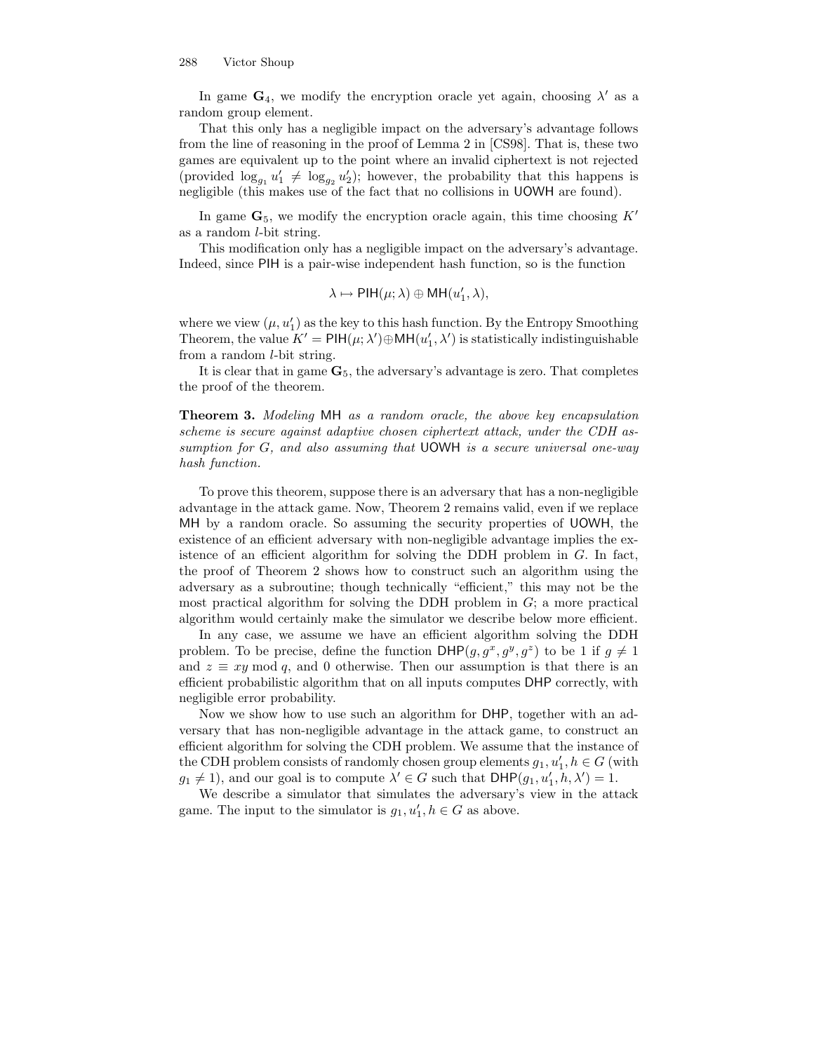In game $\mathbf{G}_4$, we modify the encryption oracle yet again, choosing $\lambda'$ as a random group element.

That this only has a negligible impact on the adversary's advantage follows from the line of reasoning in the proof of Lemma 2 in [CS98]. That is, these two games are equivalent up to the point where an invalid ciphertext is not rejected (provided $\log_{g_1} u_1' \neq \log_{g_2} u_2'$); however, the probability that this happens is negligible (this makes use of the fact that no collisions in $\mathsf{UOWH}$ are found).

In game $\mathbf{G}_5$, we modify the encryption oracle again, this time choosing $K'$ as a random $l$-bit string.

This modification only has a negligible impact on the adversary's advantage. Indeed, since $\mathsf{PIH}$ is a pair-wise independent hash function, so is the function

$$\lambda \mapsto \mathsf{PIH}(\mu; \lambda) \oplus \mathsf{MH}(u_1', \lambda),$$

where we view $(\mu, u_1')$ as the key to this hash function. By the Entropy Smoothing Theorem, the value $K' = \mathsf{PIH}(\mu; \lambda') \oplus \mathsf{MH}(u_1', \lambda')$ is statistically indistinguishable from a random $l$-bit string.

It is clear that in game $\mathbf{G}_5$, the adversary's advantage is zero. That completes the proof of the theorem.

**Theorem 3.** *Modeling* $\mathsf{MH}$ *as a random oracle, the above key encapsulation scheme is secure against adaptive chosen ciphertext attack, under the CDH assumption for* $G$*, and also assuming that* $\mathsf{UOWH}$ *is a secure universal one-way hash function.*

To prove this theorem, suppose there is an adversary that has a non-negligible advantage in the attack game. Now, Theorem 2 remains valid, even if we replace $\mathsf{MH}$ by a random oracle. So assuming the security properties of $\mathsf{UOWH}$, the existence of an efficient adversary with non-negligible advantage implies the existence of an efficient algorithm for solving the DDH problem in $G$. In fact, the proof of Theorem 2 shows how to construct such an algorithm using the adversary as a subroutine; though technically "efficient," this may not be the most practical algorithm for solving the DDH problem in $G$; a more practical algorithm would certainly make the simulator we describe below more efficient.

In any case, we assume we have an efficient algorithm solving the DDH problem. To be precise, define the function $\mathsf{DHP}(g, g^x, g^y, g^z)$ to be 1 if $g \neq 1$ and $z \equiv xy \bmod q$, and 0 otherwise. Then our assumption is that there is an efficient probabilistic algorithm that on all inputs computes $\mathsf{DHP}$ correctly, with negligible error probability.

Now we show how to use such an algorithm for $\mathsf{DHP}$, together with an adversary that has non-negligible advantage in the attack game, to construct an efficient algorithm for solving the CDH problem. We assume that the instance of the CDH problem consists of randomly chosen group elements $g_1, u_1', h \in G$ (with $g_1 \neq 1$), and our goal is to compute $\lambda' \in G$ such that $\mathsf{DHP}(g_1, u_1', h, \lambda') = 1$.

We describe a simulator that simulates the adversary's view in the attack game. The input to the simulator is $g_1, u_1', h \in G$ as above.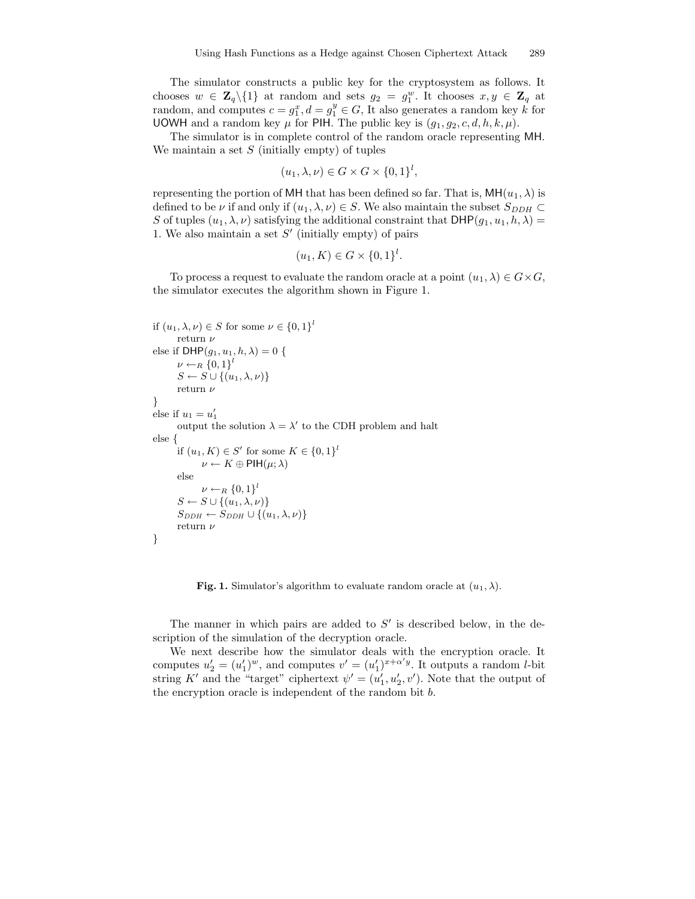The simulator constructs a public key for the cryptosystem as follows. It chooses $w \in \mathbf{Z}_q \backslash \{1\}$ at random and sets $g_2 = g_1^w$. It chooses $x, y \in \mathbf{Z}_q$ at random, and computes $c = g_1^x, d = g_1^y \in G$, It also generates a random key $k$ for UOWH and a random key $\mu$ for PIH. The public key is $(g_1, g_2, c, d, h, k, \mu)$.

The simulator is in complete control of the random oracle representing MH. We maintain a set $S$ (initially empty) of tuples

$$(u_1, \lambda, \nu) \in G \times G \times \{0,1\}^l,$$

representing the portion of MH that has been defined so far. That is, $\mathsf{MH}(u_1, \lambda)$ is defined to be $\nu$ if and only if $(u_1, \lambda, \nu) \in S$. We also maintain the subset $S_{DDH} \subset S$ of tuples $(u_1, \lambda, \nu)$ satisfying the additional constraint that $\mathsf{DHP}(g_1, u_1, h, \lambda) = 1$. We also maintain a set $S'$ (initially empty) of pairs

$$(u_1, K) \in G \times \{0,1\}^l.$$

To process a request to evaluate the random oracle at a point $(u_1, \lambda) \in G \times G$, the simulator executes the algorithm shown in Figure 1.

```
if (u_1, λ, ν) ∈ S for some ν ∈ {0,1}^l
      return ν
else if DHP(g_1, u_1, h, λ) = 0 {
      ν ←_R {0,1}^l
      S ← S ∪ {(u_1, λ, ν)}
      return ν
}
else if u_1 = u'_1
      output the solution λ = λ' to the CDH problem and halt
else {
      if (u_1, K) ∈ S' for some K ∈ {0,1}^l
            ν ← K ⊕ PIH(μ; λ)
      else
            ν ←_R {0,1}^l
      S ← S ∪ {(u_1, λ, ν)}
      S_DDH ← S_DDH ∪ {(u_1, λ, ν)}
      return ν
}
```

**Fig. 1.** Simulator's algorithm to evaluate random oracle at $(u_1, \lambda)$.

The manner in which pairs are added to $S'$ is described below, in the description of the simulation of the decryption oracle.

We next describe how the simulator deals with the encryption oracle. It computes $u_2' = (u_1')^w$, and computes $v' = (u_1')^{x+\alpha' y}$. It outputs a random $l$-bit string $K'$ and the "target" ciphertext $\psi' = (u_1', u_2', v')$. Note that the output of the encryption oracle is independent of the random bit $b$.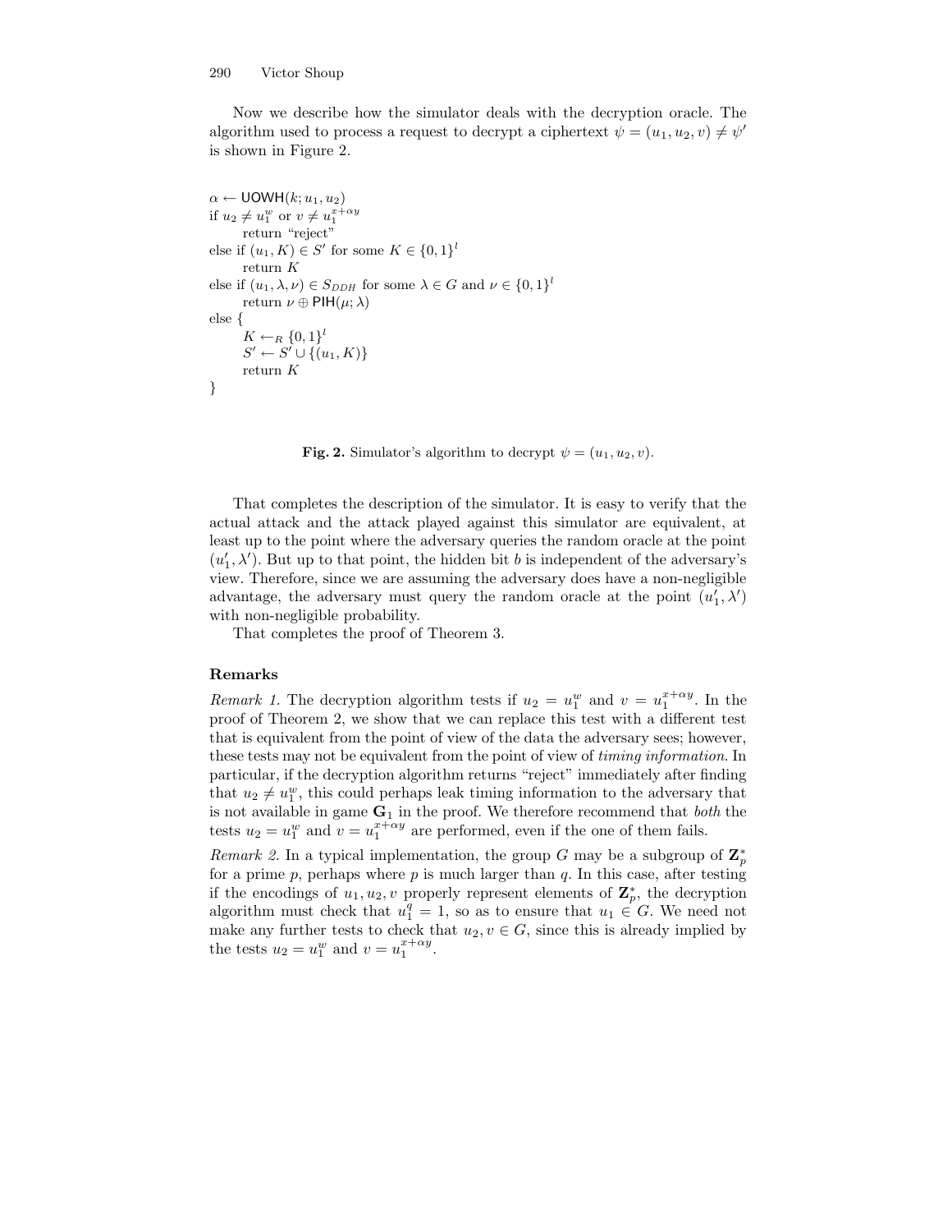Now we describe how the simulator deals with the decryption oracle. The algorithm used to process a request to decrypt a ciphertext $\psi = (u_1, u_2, v) \neq \psi'$ is shown in Figure 2.

$\alpha \leftarrow \mathsf{UOWH}(k; u_1, u_2)$
if $u_2 \neq u_1^w$ or $v \neq u_1^{x+\alpha y}$
    return "reject"
else if $(u_1, K) \in S'$ for some $K \in \{0,1\}^l$
    return $K$
else if $(u_1, \lambda, \nu) \in S_{DDH}$ for some $\lambda \in G$ and $\nu \in \{0,1\}^l$
    return $\nu \oplus \mathsf{PIH}(\mu; \lambda)$
else {
    $K \leftarrow_R \{0,1\}^l$
    $S' \leftarrow S' \cup \{(u_1, K)\}$
    return $K$
}

**Fig. 2.** Simulator's algorithm to decrypt $\psi = (u_1, u_2, v)$.

That completes the description of the simulator. It is easy to verify that the actual attack and the attack played against this simulator are equivalent, at least up to the point where the adversary queries the random oracle at the point $(u_1', \lambda')$. But up to that point, the hidden bit $b$ is independent of the adversary's view. Therefore, since we are assuming the adversary does have a non-negligible advantage, the adversary must query the random oracle at the point $(u_1', \lambda')$ with non-negligible probability.

That completes the proof of Theorem 3.

### Remarks

*Remark 1.* The decryption algorithm tests if $u_2 = u_1^w$ and $v = u_1^{x+\alpha y}$. In the proof of Theorem 2, we show that we can replace this test with a different test that is equivalent from the point of view of the data the adversary sees; however, these tests may not be equivalent from the point of view of *timing information*. In particular, if the decryption algorithm returns "reject" immediately after finding that $u_2 \neq u_1^w$, this could perhaps leak timing information to the adversary that is not available in game $\mathbf{G}_1$ in the proof. We therefore recommend that *both* the tests $u_2 = u_1^w$ and $v = u_1^{x+\alpha y}$ are performed, even if the one of them fails.

*Remark 2.* In a typical implementation, the group $G$ may be a subgroup of $\mathbf{Z}_p^*$ for a prime $p$, perhaps where $p$ is much larger than $q$. In this case, after testing if the encodings of $u_1, u_2, v$ properly represent elements of $\mathbf{Z}_p^*$, the decryption algorithm must check that $u_1^q = 1$, so as to ensure that $u_1 \in G$. We need not make any further tests to check that $u_2, v \in G$, since this is already implied by the tests $u_2 = u_1^w$ and $v = u_1^{x+\alpha y}$.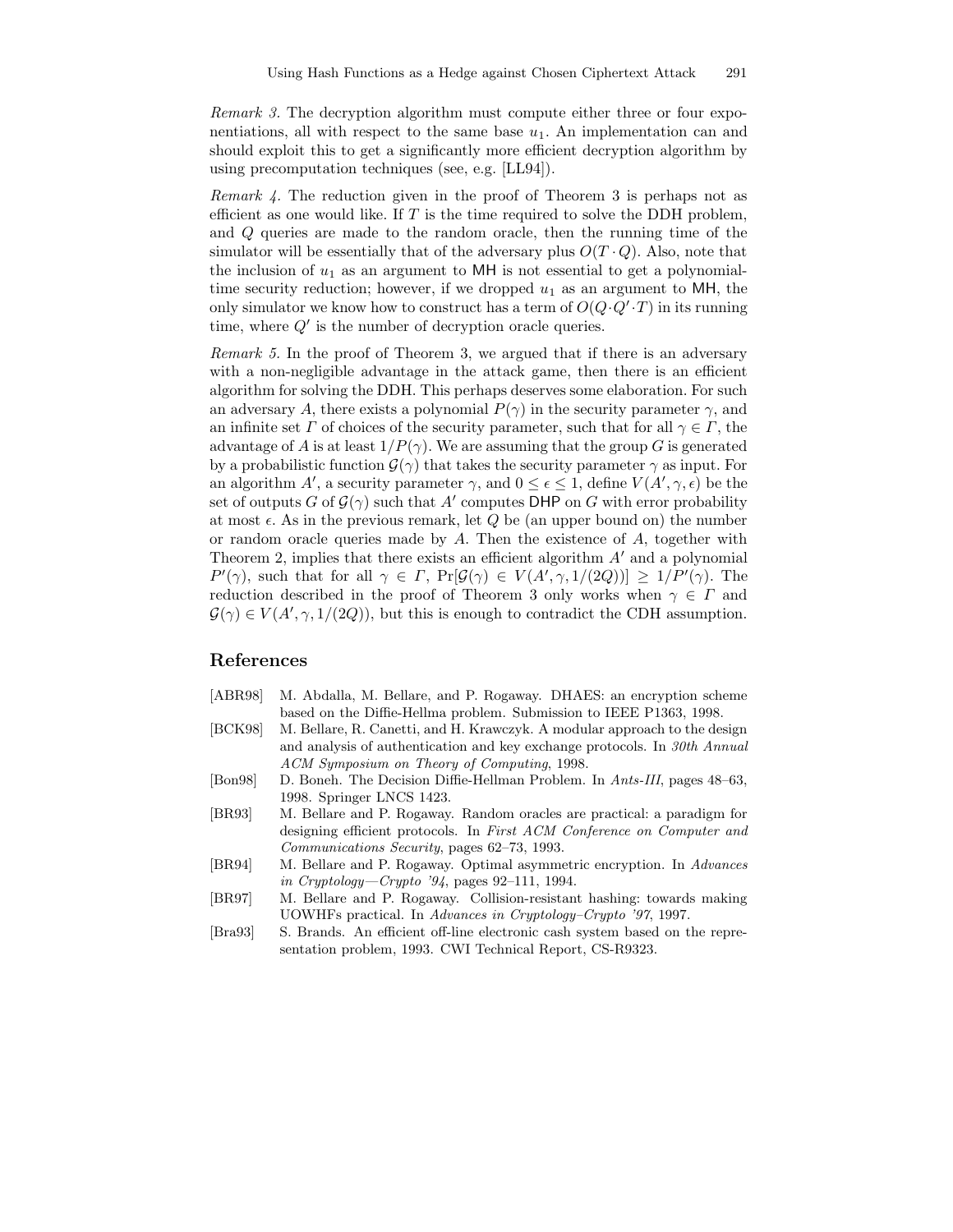*Remark 3.* The decryption algorithm must compute either three or four exponentiations, all with respect to the same base $u_1$. An implementation can and should exploit this to get a significantly more efficient decryption algorithm by using precomputation techniques (see, e.g. [LL94]).

*Remark 4.* The reduction given in the proof of Theorem 3 is perhaps not as efficient as one would like. If $T$ is the time required to solve the DDH problem, and $Q$ queries are made to the random oracle, then the running time of the simulator will be essentially that of the adversary plus $O(T \cdot Q)$. Also, note that the inclusion of $u_1$ as an argument to $\mathsf{MH}$ is not essential to get a polynomial-time security reduction; however, if we dropped $u_1$ as an argument to $\mathsf{MH}$, the only simulator we know how to construct has a term of $O(Q \cdot Q' \cdot T)$ in its running time, where $Q'$ is the number of decryption oracle queries.

*Remark 5.* In the proof of Theorem 3, we argued that if there is an adversary with a non-negligible advantage in the attack game, then there is an efficient algorithm for solving the DDH. This perhaps deserves some elaboration. For such an adversary $A$, there exists a polynomial $P(\gamma)$ in the security parameter $\gamma$, and an infinite set $\Gamma$ of choices of the security parameter, such that for all $\gamma \in \Gamma$, the advantage of $A$ is at least $1/P(\gamma)$. We are assuming that the group $G$ is generated by a probabilistic function $\mathcal{G}(\gamma)$ that takes the security parameter $\gamma$ as input. For an algorithm $A'$, a security parameter $\gamma$, and $0 \leq \epsilon \leq 1$, define $V(A', \gamma, \epsilon)$ be the set of outputs $G$ of $\mathcal{G}(\gamma)$ such that $A'$ computes $\mathsf{DHP}$ on $G$ with error probability at most $\epsilon$. As in the previous remark, let $Q$ be (an upper bound on) the number or random oracle queries made by $A$. Then the existence of $A$, together with Theorem 2, implies that there exists an efficient algorithm $A'$ and a polynomial $P'(\gamma)$, such that for all $\gamma \in \Gamma$, $\Pr[\mathcal{G}(\gamma) \in V(A', \gamma, 1/(2Q))] \geq 1/P'(\gamma)$. The reduction described in the proof of Theorem 3 only works when $\gamma \in \Gamma$ and $\mathcal{G}(\gamma) \in V(A', \gamma, 1/(2Q))$, but this is enough to contradict the CDH assumption.

## References

- [ABR98] M. Abdalla, M. Bellare, and P. Rogaway. DHAES: an encryption scheme based on the Diffie-Hellma problem. Submission to IEEE P1363, 1998.
- [BCK98] M. Bellare, R. Canetti, and H. Krawczyk. A modular approach to the design and analysis of authentication and key exchange protocols. In *30th Annual ACM Symposium on Theory of Computing*, 1998.
- [Bon98] D. Boneh. The Decision Diffie-Hellman Problem. In *Ants-III*, pages 48–63, 1998. Springer LNCS 1423.
- [BR93] M. Bellare and P. Rogaway. Random oracles are practical: a paradigm for designing efficient protocols. In *First ACM Conference on Computer and Communications Security*, pages 62–73, 1993.
- [BR94] M. Bellare and P. Rogaway. Optimal asymmetric encryption. In *Advances in Cryptology—Crypto '94*, pages 92–111, 1994.
- [BR97] M. Bellare and P. Rogaway. Collision-resistant hashing: towards making UOWHFs practical. In *Advances in Cryptology–Crypto '97*, 1997.
- [Bra93] S. Brands. An efficient off-line electronic cash system based on the representation problem, 1993. CWI Technical Report, CS-R9323.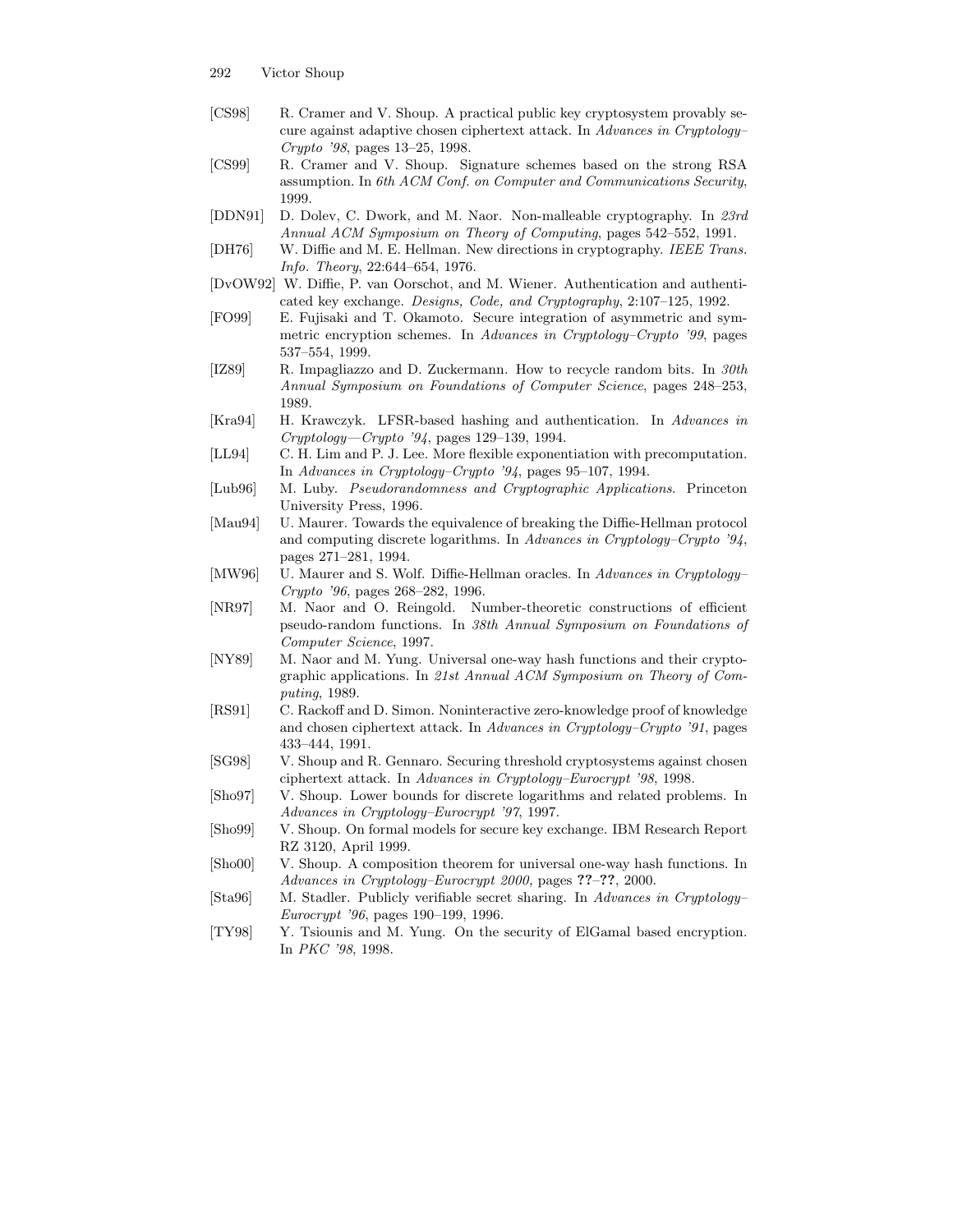[CS98] R. Cramer and V. Shoup. A practical public key cryptosystem provably secure against adaptive chosen ciphertext attack. In *Advances in Cryptology–Crypto '98*, pages 13–25, 1998.

[CS99] R. Cramer and V. Shoup. Signature schemes based on the strong RSA assumption. In *6th ACM Conf. on Computer and Communications Security*, 1999.

[DDN91] D. Dolev, C. Dwork, and M. Naor. Non-malleable cryptography. In *23rd Annual ACM Symposium on Theory of Computing*, pages 542–552, 1991.

[DH76] W. Diffie and M. E. Hellman. New directions in cryptography. *IEEE Trans. Info. Theory*, 22:644–654, 1976.

[DvOW92] W. Diffie, P. van Oorschot, and M. Wiener. Authentication and authenticated key exchange. *Designs, Code, and Cryptography*, 2:107–125, 1992.

[FO99] E. Fujisaki and T. Okamoto. Secure integration of asymmetric and symmetric encryption schemes. In *Advances in Cryptology–Crypto '99*, pages 537–554, 1999.

[IZ89] R. Impagliazzo and D. Zuckermann. How to recycle random bits. In *30th Annual Symposium on Foundations of Computer Science*, pages 248–253, 1989.

[Kra94] H. Krawczyk. LFSR-based hashing and authentication. In *Advances in Cryptology—Crypto '94*, pages 129–139, 1994.

[LL94] C. H. Lim and P. J. Lee. More flexible exponentiation with precomputation. In *Advances in Cryptology–Crypto '94*, pages 95–107, 1994.

[Lub96] M. Luby. *Pseudorandomness and Cryptographic Applications*. Princeton University Press, 1996.

[Mau94] U. Maurer. Towards the equivalence of breaking the Diffie-Hellman protocol and computing discrete logarithms. In *Advances in Cryptology–Crypto '94*, pages 271–281, 1994.

[MW96] U. Maurer and S. Wolf. Diffie-Hellman oracles. In *Advances in Cryptology–Crypto '96*, pages 268–282, 1996.

[NR97] M. Naor and O. Reingold. Number-theoretic constructions of efficient pseudo-random functions. In *38th Annual Symposium on Foundations of Computer Science*, 1997.

[NY89] M. Naor and M. Yung. Universal one-way hash functions and their cryptographic applications. In *21st Annual ACM Symposium on Theory of Computing*, 1989.

[RS91] C. Rackoff and D. Simon. Noninteractive zero-knowledge proof of knowledge and chosen ciphertext attack. In *Advances in Cryptology–Crypto '91*, pages 433–444, 1991.

[SG98] V. Shoup and R. Gennaro. Securing threshold cryptosystems against chosen ciphertext attack. In *Advances in Cryptology–Eurocrypt '98*, 1998.

[Sho97] V. Shoup. Lower bounds for discrete logarithms and related problems. In *Advances in Cryptology–Eurocrypt '97*, 1997.

[Sho99] V. Shoup. On formal models for secure key exchange. IBM Research Report RZ 3120, April 1999.

[Sho00] V. Shoup. A composition theorem for universal one-way hash functions. In *Advances in Cryptology–Eurocrypt 2000,* pages **??**–**??**, 2000.

[Sta96] M. Stadler. Publicly verifiable secret sharing. In *Advances in Cryptology–Eurocrypt '96*, pages 190–199, 1996.

[TY98] Y. Tsiounis and M. Yung. On the security of ElGamal based encryption. In *PKC '98*, 1998.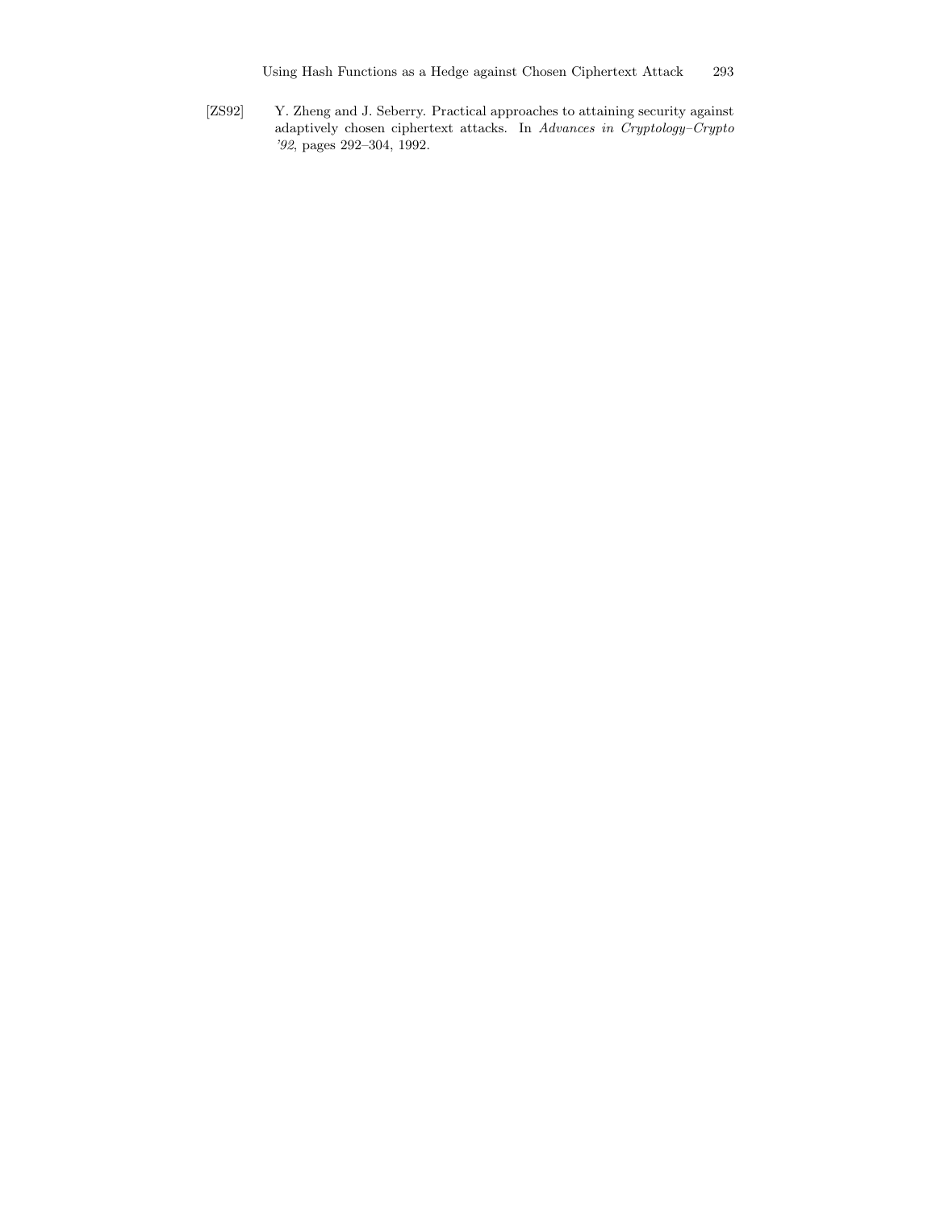[ZS92] Y. Zheng and J. Seberry. Practical approaches to attaining security against adaptively chosen ciphertext attacks. In *Advances in Cryptology–Crypto '92*, pages 292–304, 1992.